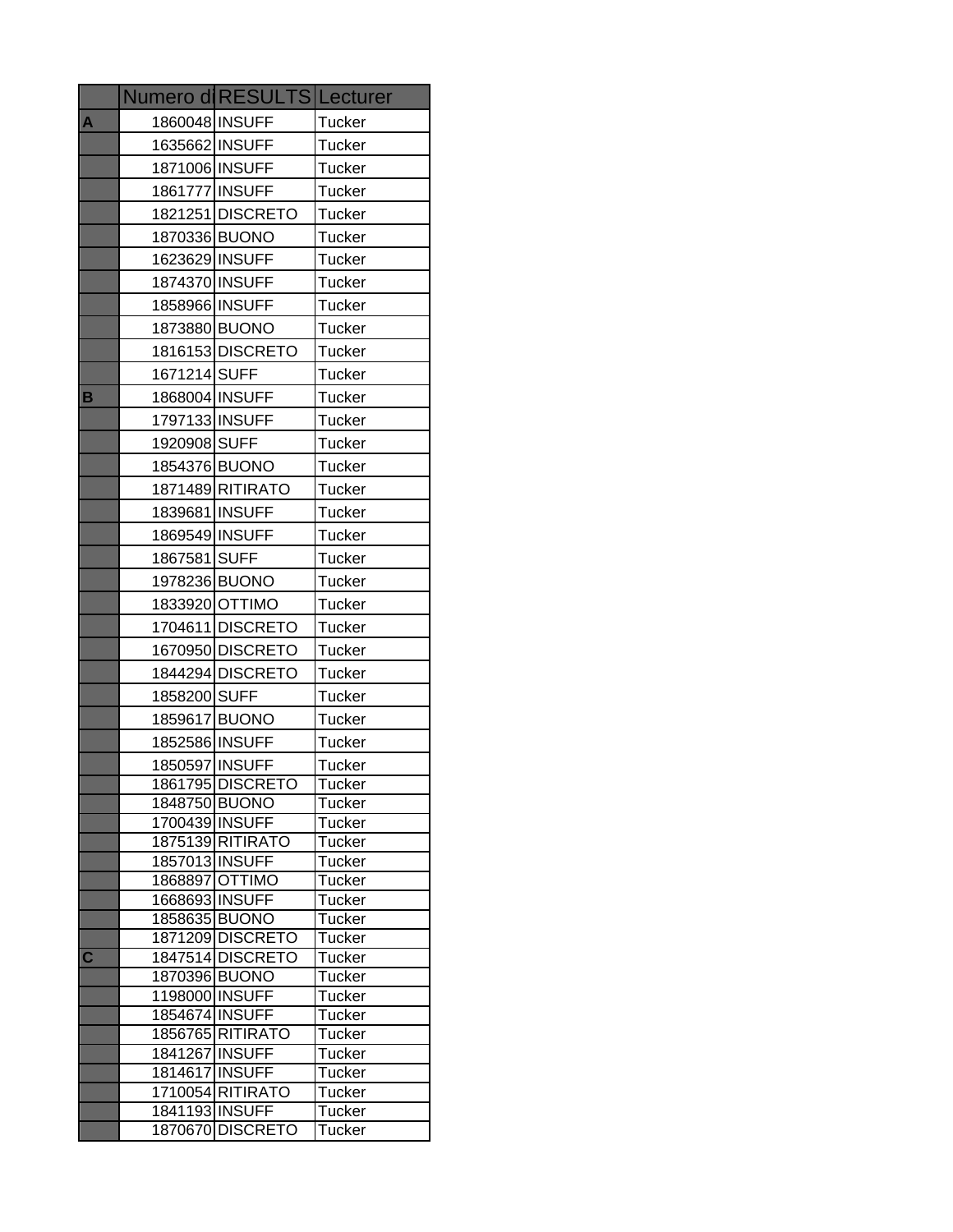| | Numero di | RESULTS | Lecturer |
|---|---|---|---|
| A | 1860048 | INSUFF | Tucker |
| | 1635662 | INSUFF | Tucker |
| | 1871006 | INSUFF | Tucker |
| | 1861777 | INSUFF | Tucker |
| | 1821251 | DISCRETO | Tucker |
| | 1870336 | BUONO | Tucker |
| | 1623629 | INSUFF | Tucker |
| | 1874370 | INSUFF | Tucker |
| | 1858966 | INSUFF | Tucker |
| | 1873880 | BUONO | Tucker |
| | 1816153 | DISCRETO | Tucker |
| | 1671214 | SUFF | Tucker |
| B | 1868004 | INSUFF | Tucker |
| | 1797133 | INSUFF | Tucker |
| | 1920908 | SUFF | Tucker |
| | 1854376 | BUONO | Tucker |
| | 1871489 | RITIRATO | Tucker |
| | 1839681 | INSUFF | Tucker |
| | 1869549 | INSUFF | Tucker |
| | 1867581 | SUFF | Tucker |
| | 1978236 | BUONO | Tucker |
| | 1833920 | OTTIMO | Tucker |
| | 1704611 | DISCRETO | Tucker |
| | 1670950 | DISCRETO | Tucker |
| | 1844294 | DISCRETO | Tucker |
| | 1858200 | SUFF | Tucker |
| | 1859617 | BUONO | Tucker |
| | 1852586 | INSUFF | Tucker |
| | 1850597 | INSUFF | Tucker |
| | 1861795 | DISCRETO | Tucker |
| | 1848750 | BUONO | Tucker |
| | 1700439 | INSUFF | Tucker |
| | 1875139 | RITIRATO | Tucker |
| | 1857013 | INSUFF | Tucker |
| | 1868897 | OTTIMO | Tucker |
| | 1668693 | INSUFF | Tucker |
| | 1858635 | BUONO | Tucker |
| | 1871209 | DISCRETO | Tucker |
| C | 1847514 | DISCRETO | Tucker |
| | 1870396 | BUONO | Tucker |
| | 1198000 | INSUFF | Tucker |
| | 1854674 | INSUFF | Tucker |
| | 1856765 | RITIRATO | Tucker |
| | 1841267 | INSUFF | Tucker |
| | 1814617 | INSUFF | Tucker |
| | 1710054 | RITIRATO | Tucker |
| | 1841193 | INSUFF | Tucker |
| | 1870670 | DISCRETO | Tucker |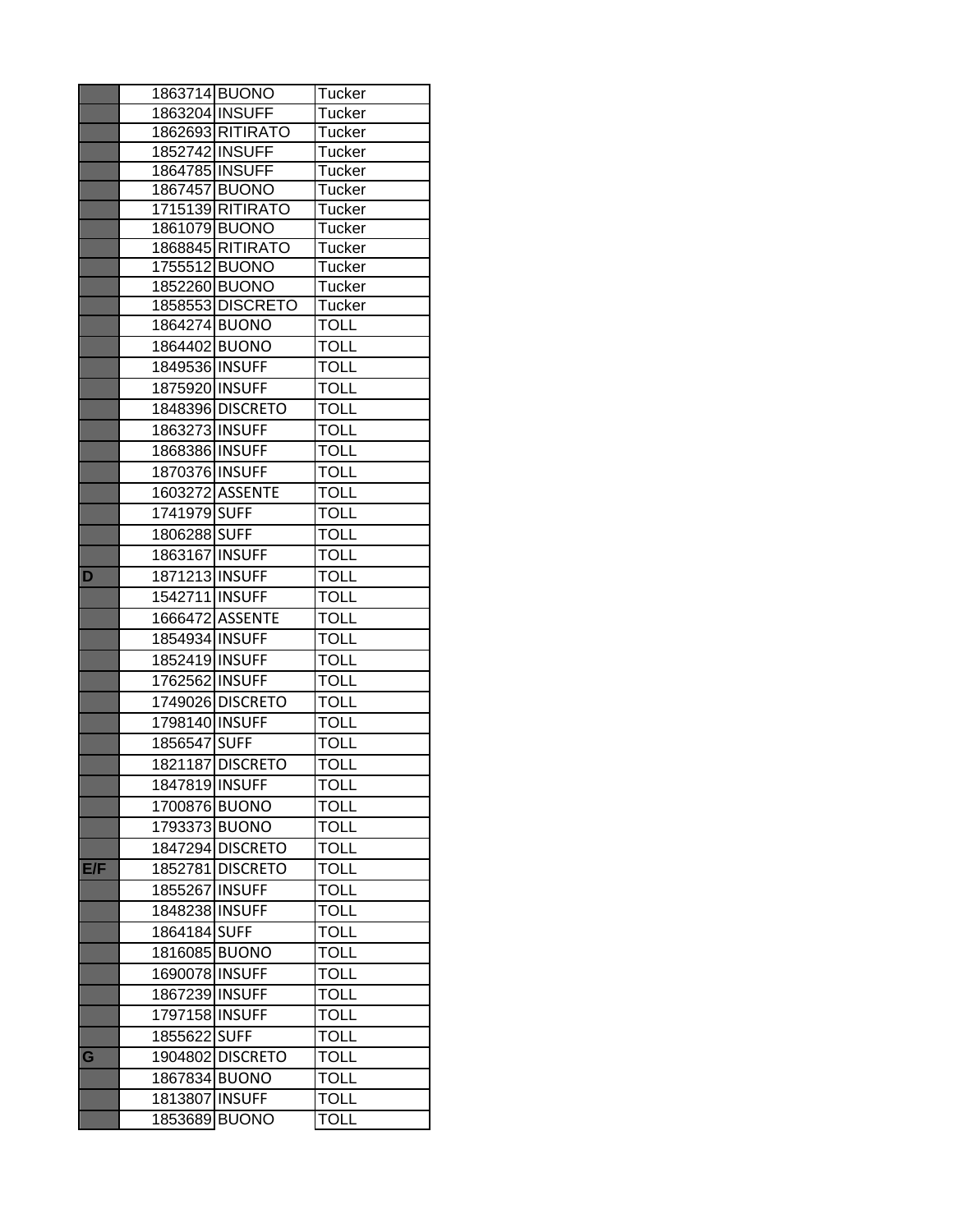| | | | |
|---|---|---|---|
| | 1863714 | BUONO | Tucker |
| | 1863204 | INSUFF | Tucker |
| | 1862693 | RITIRATO | Tucker |
| | 1852742 | INSUFF | Tucker |
| | 1864785 | INSUFF | Tucker |
| | 1867457 | BUONO | Tucker |
| | 1715139 | RITIRATO | Tucker |
| | 1861079 | BUONO | Tucker |
| | 1868845 | RITIRATO | Tucker |
| | 1755512 | BUONO | Tucker |
| | 1852260 | BUONO | Tucker |
| | 1858553 | DISCRETO | Tucker |
| | 1864274 | BUONO | TOLL |
| | 1864402 | BUONO | TOLL |
| | 1849536 | INSUFF | TOLL |
| | 1875920 | INSUFF | TOLL |
| | 1848396 | DISCRETO | TOLL |
| | 1863273 | INSUFF | TOLL |
| | 1868386 | INSUFF | TOLL |
| | 1870376 | INSUFF | TOLL |
| | 1603272 | ASSENTE | TOLL |
| | 1741979 | SUFF | TOLL |
| | 1806288 | SUFF | TOLL |
| | 1863167 | INSUFF | TOLL |
| D | 1871213 | INSUFF | TOLL |
| | 1542711 | INSUFF | TOLL |
| | 1666472 | ASSENTE | TOLL |
| | 1854934 | INSUFF | TOLL |
| | 1852419 | INSUFF | TOLL |
| | 1762562 | INSUFF | TOLL |
| | 1749026 | DISCRETO | TOLL |
| | 1798140 | INSUFF | TOLL |
| | 1856547 | SUFF | TOLL |
| | 1821187 | DISCRETO | TOLL |
| | 1847819 | INSUFF | TOLL |
| | 1700876 | BUONO | TOLL |
| | 1793373 | BUONO | TOLL |
| | 1847294 | DISCRETO | TOLL |
| E/F | 1852781 | DISCRETO | TOLL |
| | 1855267 | INSUFF | TOLL |
| | 1848238 | INSUFF | TOLL |
| | 1864184 | SUFF | TOLL |
| | 1816085 | BUONO | TOLL |
| | 1690078 | INSUFF | TOLL |
| | 1867239 | INSUFF | TOLL |
| | 1797158 | INSUFF | TOLL |
| | 1855622 | SUFF | TOLL |
| G | 1904802 | DISCRETO | TOLL |
| | 1867834 | BUONO | TOLL |
| | 1813807 | INSUFF | TOLL |
| | 1853689 | BUONO | TOLL |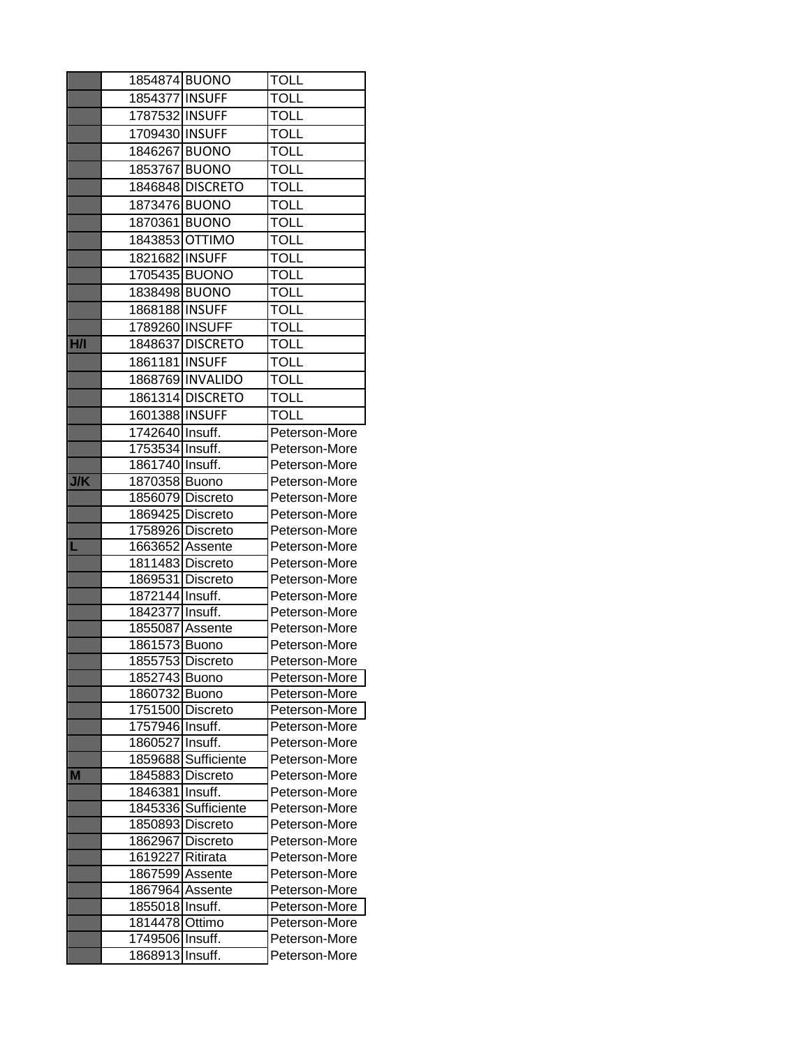| | | | |
|---|---|---|---|
| | 1854874 | BUONO | TOLL |
| | 1854377 | INSUFF | TOLL |
| | 1787532 | INSUFF | TOLL |
| | 1709430 | INSUFF | TOLL |
| | 1846267 | BUONO | TOLL |
| | 1853767 | BUONO | TOLL |
| | 1846848 | DISCRETO | TOLL |
| | 1873476 | BUONO | TOLL |
| | 1870361 | BUONO | TOLL |
| | 1843853 | OTTIMO | TOLL |
| | 1821682 | INSUFF | TOLL |
| | 1705435 | BUONO | TOLL |
| | 1838498 | BUONO | TOLL |
| | 1868188 | INSUFF | TOLL |
| | 1789260 | INSUFF | TOLL |
| H/I | 1848637 | DISCRETO | TOLL |
| | 1861181 | INSUFF | TOLL |
| | 1868769 | INVALIDO | TOLL |
| | 1861314 | DISCRETO | TOLL |
| | 1601388 | INSUFF | TOLL |
| | 1742640 | Insuff. | Peterson-More |
| | 1753534 | Insuff. | Peterson-More |
| | 1861740 | Insuff. | Peterson-More |
| J/K | 1870358 | Buono | Peterson-More |
| | 1856079 | Discreto | Peterson-More |
| | 1869425 | Discreto | Peterson-More |
| | 1758926 | Discreto | Peterson-More |
| L | 1663652 | Assente | Peterson-More |
| | 1811483 | Discreto | Peterson-More |
| | 1869531 | Discreto | Peterson-More |
| | 1872144 | Insuff. | Peterson-More |
| | 1842377 | Insuff. | Peterson-More |
| | 1855087 | Assente | Peterson-More |
| | 1861573 | Buono | Peterson-More |
| | 1855753 | Discreto | Peterson-More |
| | 1852743 | Buono | Peterson-More |
| | 1860732 | Buono | Peterson-More |
| | 1751500 | Discreto | Peterson-More |
| | 1757946 | Insuff. | Peterson-More |
| | 1860527 | Insuff. | Peterson-More |
| | 1859688 | Sufficiente | Peterson-More |
| M | 1845883 | Discreto | Peterson-More |
| | 1846381 | Insuff. | Peterson-More |
| | 1845336 | Sufficiente | Peterson-More |
| | 1850893 | Discreto | Peterson-More |
| | 1862967 | Discreto | Peterson-More |
| | 1619227 | Ritirata | Peterson-More |
| | 1867599 | Assente | Peterson-More |
| | 1867964 | Assente | Peterson-More |
| | 1855018 | Insuff. | Peterson-More |
| | 1814478 | Ottimo | Peterson-More |
| | 1749506 | Insuff. | Peterson-More |
| | 1868913 | Insuff. | Peterson-More |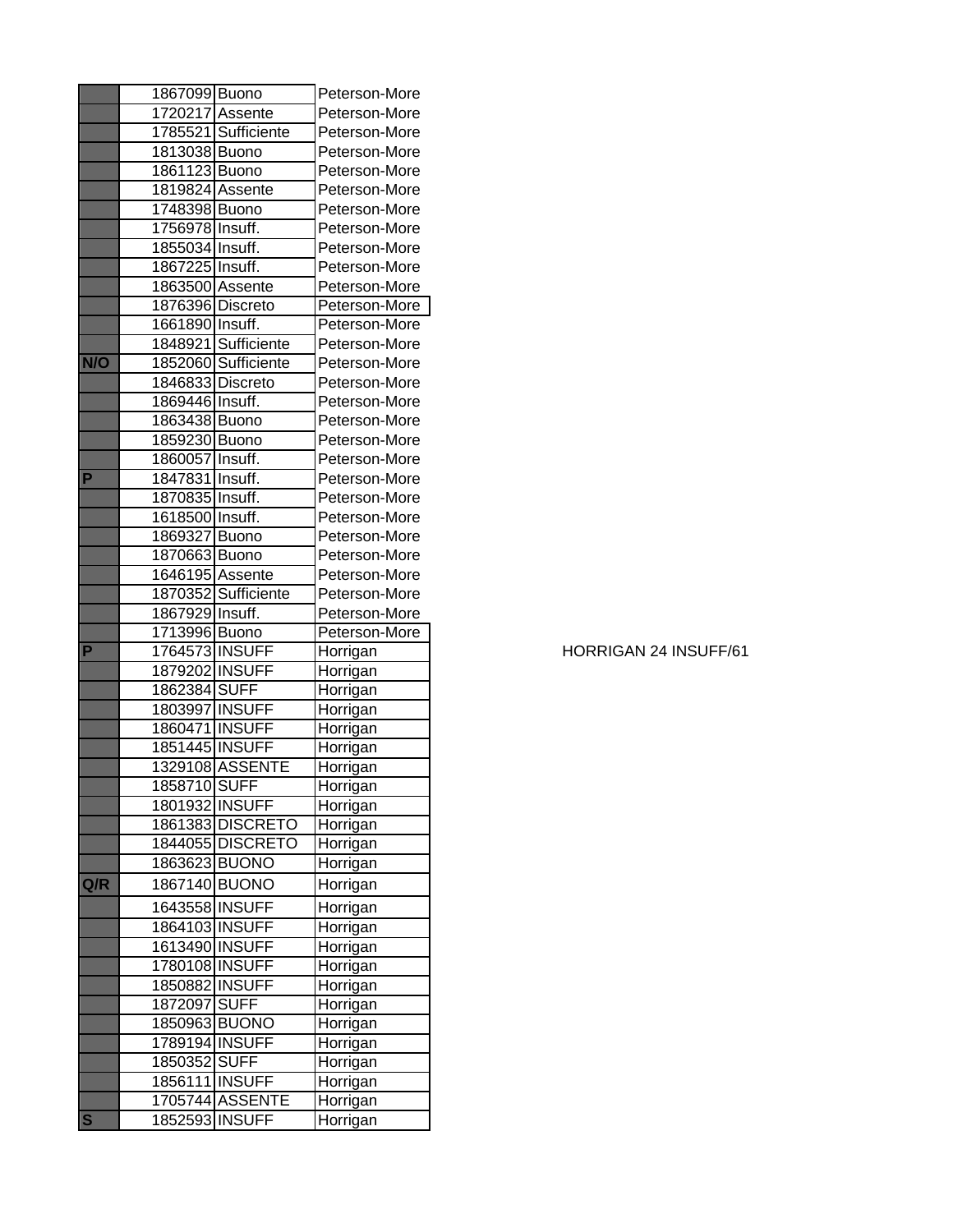| | | | |
|---|---|---|---|
| | 1867099 | Buono | Peterson-More |
| | 1720217 | Assente | Peterson-More |
| | 1785521 | Sufficiente | Peterson-More |
| | 1813038 | Buono | Peterson-More |
| | 1861123 | Buono | Peterson-More |
| | 1819824 | Assente | Peterson-More |
| | 1748398 | Buono | Peterson-More |
| | 1756978 | Insuff. | Peterson-More |
| | 1855034 | Insuff. | Peterson-More |
| | 1867225 | Insuff. | Peterson-More |
| | 1863500 | Assente | Peterson-More |
| | 1876396 | Discreto | Peterson-More |
| | 1661890 | Insuff. | Peterson-More |
| | 1848921 | Sufficiente | Peterson-More |
| **N/O** | 1852060 | Sufficiente | Peterson-More |
| | 1846833 | Discreto | Peterson-More |
| | 1869446 | Insuff. | Peterson-More |
| | 1863438 | Buono | Peterson-More |
| | 1859230 | Buono | Peterson-More |
| | 1860057 | Insuff. | Peterson-More |
| **P** | 1847831 | Insuff. | Peterson-More |
| | 1870835 | Insuff. | Peterson-More |
| | 1618500 | Insuff. | Peterson-More |
| | 1869327 | Buono | Peterson-More |
| | 1870663 | Buono | Peterson-More |
| | 1646195 | Assente | Peterson-More |
| | 1870352 | Sufficiente | Peterson-More |
| | 1867929 | Insuff. | Peterson-More |
| | 1713996 | Buono | Peterson-More |
| **P** | 1764573 | INSUFF | Horrigan |
| | 1879202 | INSUFF | Horrigan |
| | 1862384 | SUFF | Horrigan |
| | 1803997 | INSUFF | Horrigan |
| | 1860471 | INSUFF | Horrigan |
| | 1851445 | INSUFF | Horrigan |
| | 1329108 | ASSENTE | Horrigan |
| | 1858710 | SUFF | Horrigan |
| | 1801932 | INSUFF | Horrigan |
| | 1861383 | DISCRETO | Horrigan |
| | 1844055 | DISCRETO | Horrigan |
| | 1863623 | BUONO | Horrigan |
| **Q/R** | 1867140 | BUONO | Horrigan |
| | 1643558 | INSUFF | Horrigan |
| | 1864103 | INSUFF | Horrigan |
| | 1613490 | INSUFF | Horrigan |
| | 1780108 | INSUFF | Horrigan |
| | 1850882 | INSUFF | Horrigan |
| | 1872097 | SUFF | Horrigan |
| | 1850963 | BUONO | Horrigan |
| | 1789194 | INSUFF | Horrigan |
| | 1850352 | SUFF | Horrigan |
| | 1856111 | INSUFF | Horrigan |
| | 1705744 | ASSENTE | Horrigan |
| **S** | 1852593 | INSUFF | Horrigan |

HORRIGAN 24 INSUFF/61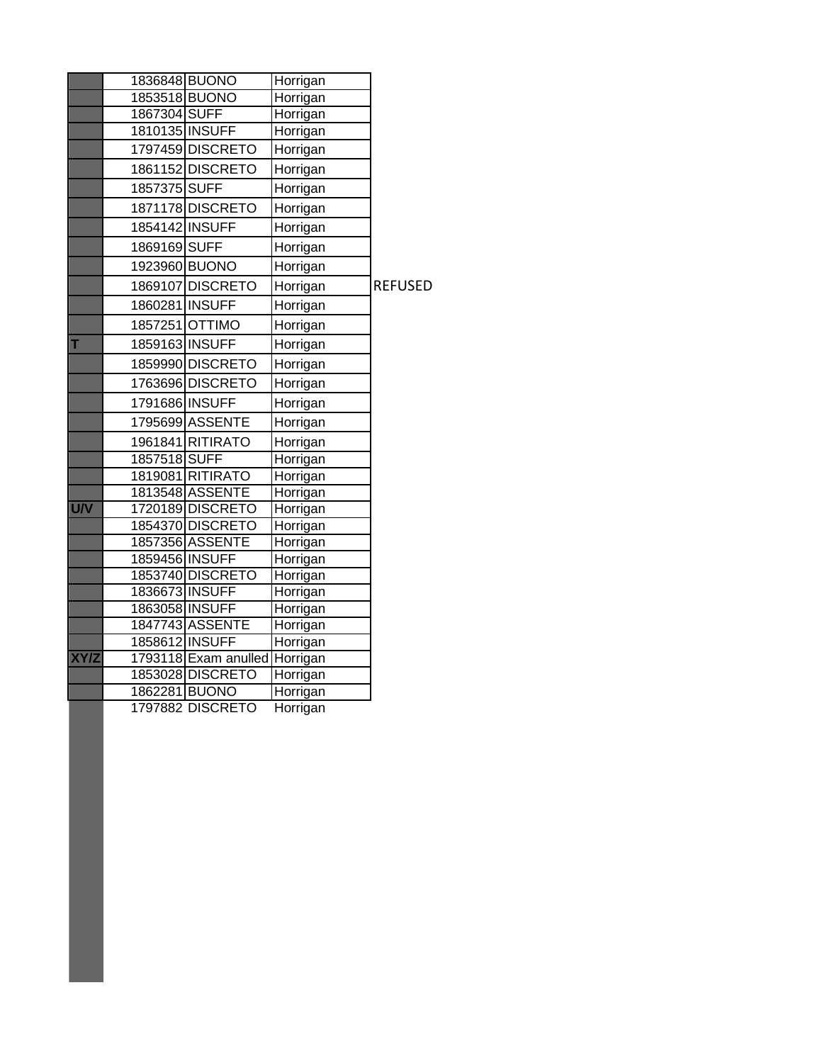| | | | | |
|---|---|---|---|---|
| | 1836848 | BUONO | Horrigan | |
| | 1853518 | BUONO | Horrigan | |
| | 1867304 | SUFF | Horrigan | |
| | 1810135 | INSUFF | Horrigan | |
| | 1797459 | DISCRETO | Horrigan | |
| | 1861152 | DISCRETO | Horrigan | |
| | 1857375 | SUFF | Horrigan | |
| | 1871178 | DISCRETO | Horrigan | |
| | 1854142 | INSUFF | Horrigan | |
| | 1869169 | SUFF | Horrigan | |
| | 1923960 | BUONO | Horrigan | |
| | 1869107 | DISCRETO | Horrigan | REFUSED |
| | 1860281 | INSUFF | Horrigan | |
| | 1857251 | OTTIMO | Horrigan | |
| T | 1859163 | INSUFF | Horrigan | |
| | 1859990 | DISCRETO | Horrigan | |
| | 1763696 | DISCRETO | Horrigan | |
| | 1791686 | INSUFF | Horrigan | |
| | 1795699 | ASSENTE | Horrigan | |
| | 1961841 | RITIRATO | Horrigan | |
| | 1857518 | SUFF | Horrigan | |
| | 1819081 | RITIRATO | Horrigan | |
| | 1813548 | ASSENTE | Horrigan | |
| U/V | 1720189 | DISCRETO | Horrigan | |
| | 1854370 | DISCRETO | Horrigan | |
| | 1857356 | ASSENTE | Horrigan | |
| | 1859456 | INSUFF | Horrigan | |
| | 1853740 | DISCRETO | Horrigan | |
| | 1836673 | INSUFF | Horrigan | |
| | 1863058 | INSUFF | Horrigan | |
| | 1847743 | ASSENTE | Horrigan | |
| | 1858612 | INSUFF | Horrigan | |
| XY/Z | 1793118 | Exam anulled | Horrigan | |
| | 1853028 | DISCRETO | Horrigan | |
| | 1862281 | BUONO | Horrigan | |
| | 1797882 | DISCRETO | Horrigan | |